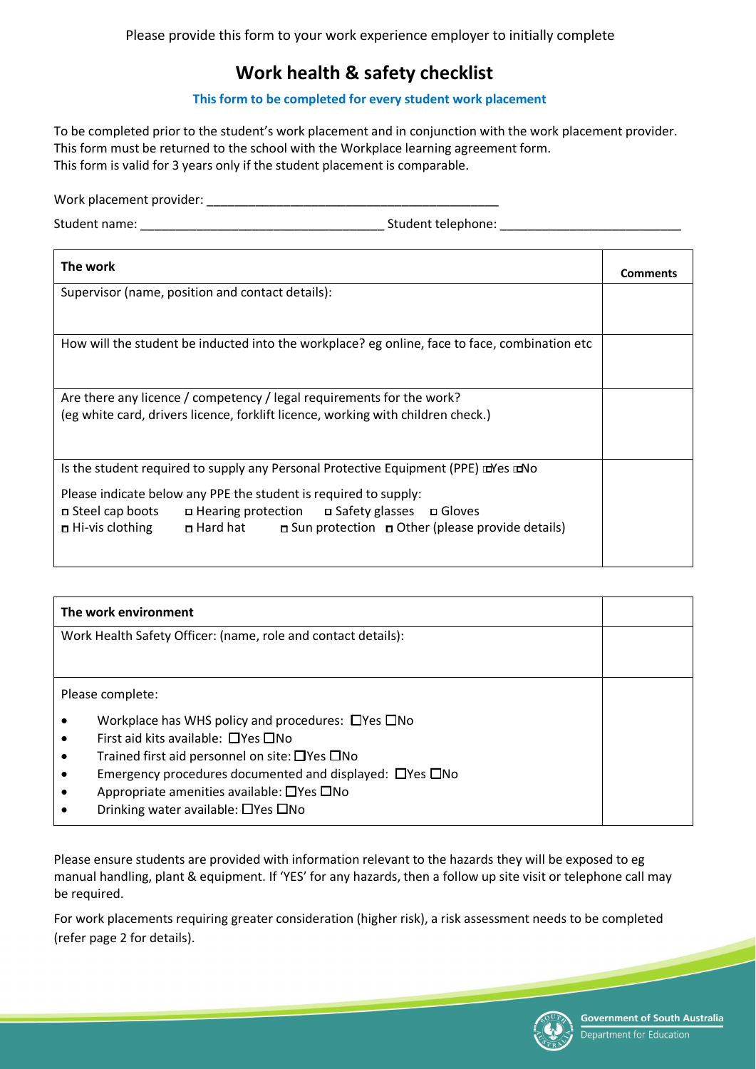Please provide this form to your work experience employer to initially complete

# Work health & safety checklist

**This form to be completed for every student work placement**

To be completed prior to the student's work placement and in conjunction with the work placement provider.
This form must be returned to the school with the Workplace learning agreement form.
This form is valid for 3 years only if the student placement is comparable.

Work placement provider: ___________________________________________

Student name: ____________________________________ Student telephone: __________________________

| **The work** | **Comments** |
|---|---|
| Supervisor (name, position and contact details): | |
| How will the student be inducted into the workplace? eg online, face to face, combination etc | |
| Are there any licence / competency / legal requirements for the work?<br>(eg white card, drivers licence, forklift licence, working with children check.) | |
| Is the student required to supply any Personal Protective Equipment (PPE) ☐Yes ☐No<br><br>Please indicate below any PPE the student is required to supply:<br>☐ Steel cap boots ☐ Hearing protection ☐ Safety glasses ☐ Gloves<br>☐ Hi-vis clothing ☐ Hard hat ☐ Sun protection ☐ Other (please provide details) | |

| **The work environment** | |
|---|---|
| Work Health Safety Officer: (name, role and contact details): | |
| Please complete:<br>• Workplace has WHS policy and procedures: ☐Yes ☐No<br>• First aid kits available: ☐Yes ☐No<br>• Trained first aid personnel on site: ☐Yes ☐No<br>• Emergency procedures documented and displayed: ☐Yes ☐No<br>• Appropriate amenities available: ☐Yes ☐No<br>• Drinking water available: ☐Yes ☐No | |

Please ensure students are provided with information relevant to the hazards they will be exposed to eg manual handling, plant & equipment. If 'YES' for any hazards, then a follow up site visit or telephone call may be required.

For work placements requiring greater consideration (higher risk), a risk assessment needs to be completed (refer page 2 for details).

Government of South Australia
Department for Education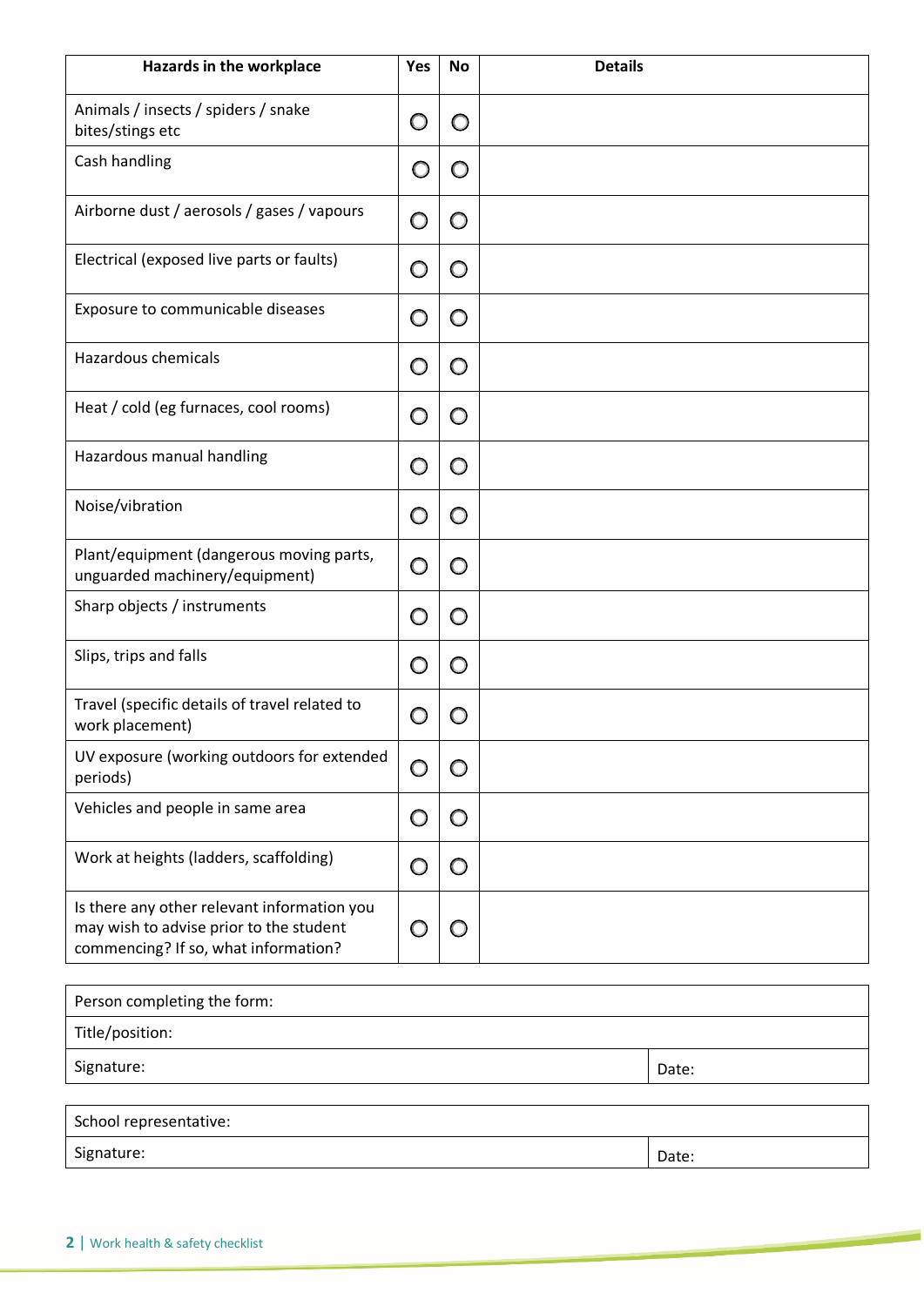| Hazards in the workplace | Yes | No | Details |
|---|---|---|---|
| Animals / insects / spiders / snake bites/stings etc | ○ | ○ | |
| Cash handling | ○ | ○ | |
| Airborne dust / aerosols / gases / vapours | ○ | ○ | |
| Electrical (exposed live parts or faults) | ○ | ○ | |
| Exposure to communicable diseases | ○ | ○ | |
| Hazardous chemicals | ○ | ○ | |
| Heat / cold (eg furnaces, cool rooms) | ○ | ○ | |
| Hazardous manual handling | ○ | ○ | |
| Noise/vibration | ○ | ○ | |
| Plant/equipment (dangerous moving parts, unguarded machinery/equipment) | ○ | ○ | |
| Sharp objects / instruments | ○ | ○ | |
| Slips, trips and falls | ○ | ○ | |
| Travel (specific details of travel related to work placement) | ○ | ○ | |
| UV exposure (working outdoors for extended periods) | ○ | ○ | |
| Vehicles and people in same area | ○ | ○ | |
| Work at heights (ladders, scaffolding) | ○ | ○ | |
| Is there any other relevant information you may wish to advise prior to the student commencing? If so, what information? | ○ | ○ | |

| | |
|---|---|
| Person completing the form: | |
| Title/position: | |
| Signature: | Date: |

| | |
|---|---|
| School representative: | |
| Signature: | Date: |